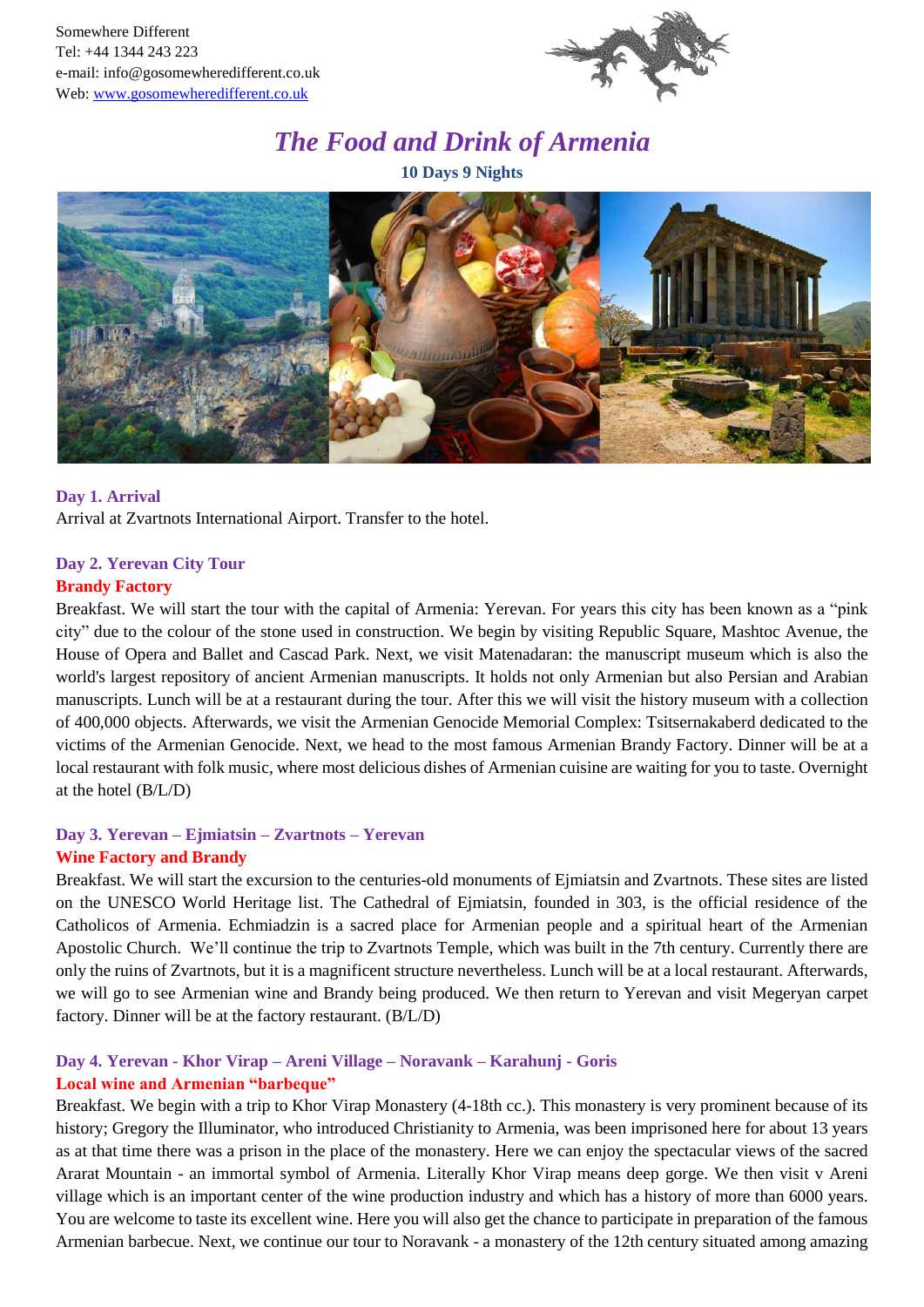Somewhere Different
Tel: +44 1344 243 223
e-mail: info@gosomewheredifferent.co.uk
Web: www.gosomewheredifferent.co.uk

# *The Food and Drink of Armenia*

**10 Days 9 Nights**

### Day 1. Arrival

Arrival at Zvartnots International Airport. Transfer to the hotel.

### Day 2. Yerevan City Tour

**Brandy Factory**

Breakfast. We will start the tour with the capital of Armenia: Yerevan. For years this city has been known as a "pink city" due to the colour of the stone used in construction. We begin by visiting Republic Square, Mashtoc Avenue, the House of Opera and Ballet and Cascad Park. Next, we visit Matenadaran: the manuscript museum which is also the world's largest repository of ancient Armenian manuscripts. It holds not only Armenian but also Persian and Arabian manuscripts. Lunch will be at a restaurant during the tour. After this we will visit the history museum with a collection of 400,000 objects. Afterwards, we visit the Armenian Genocide Memorial Complex: Tsitsernakaberd dedicated to the victims of the Armenian Genocide. Next, we head to the most famous Armenian Brandy Factory. Dinner will be at a local restaurant with folk music, where most delicious dishes of Armenian cuisine are waiting for you to taste. Overnight at the hotel (B/L/D)

### Day 3. Yerevan – Ejmiatsin – Zvartnots – Yerevan

**Wine Factory and Brandy**

Breakfast. We will start the excursion to the centuries-old monuments of Ejmiatsin and Zvartnots. These sites are listed on the UNESCO World Heritage list. The Cathedral of Ejmiatsin, founded in 303, is the official residence of the Catholicos of Armenia. Echmiadzin is a sacred place for Armenian people and a spiritual heart of the Armenian Apostolic Church. We'll continue the trip to Zvartnots Temple, which was built in the 7th century. Currently there are only the ruins of Zvartnots, but it is a magnificent structure nevertheless. Lunch will be at a local restaurant. Afterwards, we will go to see Armenian wine and Brandy being produced. We then return to Yerevan and visit Megeryan carpet factory. Dinner will be at the factory restaurant. (B/L/D)

### Day 4. Yerevan - Khor Virap – Areni Village – Noravank – Karahunj - Goris

**Local wine and Armenian "barbeque"**

Breakfast. We begin with a trip to Khor Virap Monastery (4-18th cc.). This monastery is very prominent because of its history; Gregory the Illuminator, who introduced Christianity to Armenia, was been imprisoned here for about 13 years as at that time there was a prison in the place of the monastery. Here we can enjoy the spectacular views of the sacred Ararat Mountain - an immortal symbol of Armenia. Literally Khor Virap means deep gorge. We then visit v Areni village which is an important center of the wine production industry and which has a history of more than 6000 years. You are welcome to taste its excellent wine. Here you will also get the chance to participate in preparation of the famous Armenian barbecue. Next, we continue our tour to Noravank - a monastery of the 12th century situated among amazing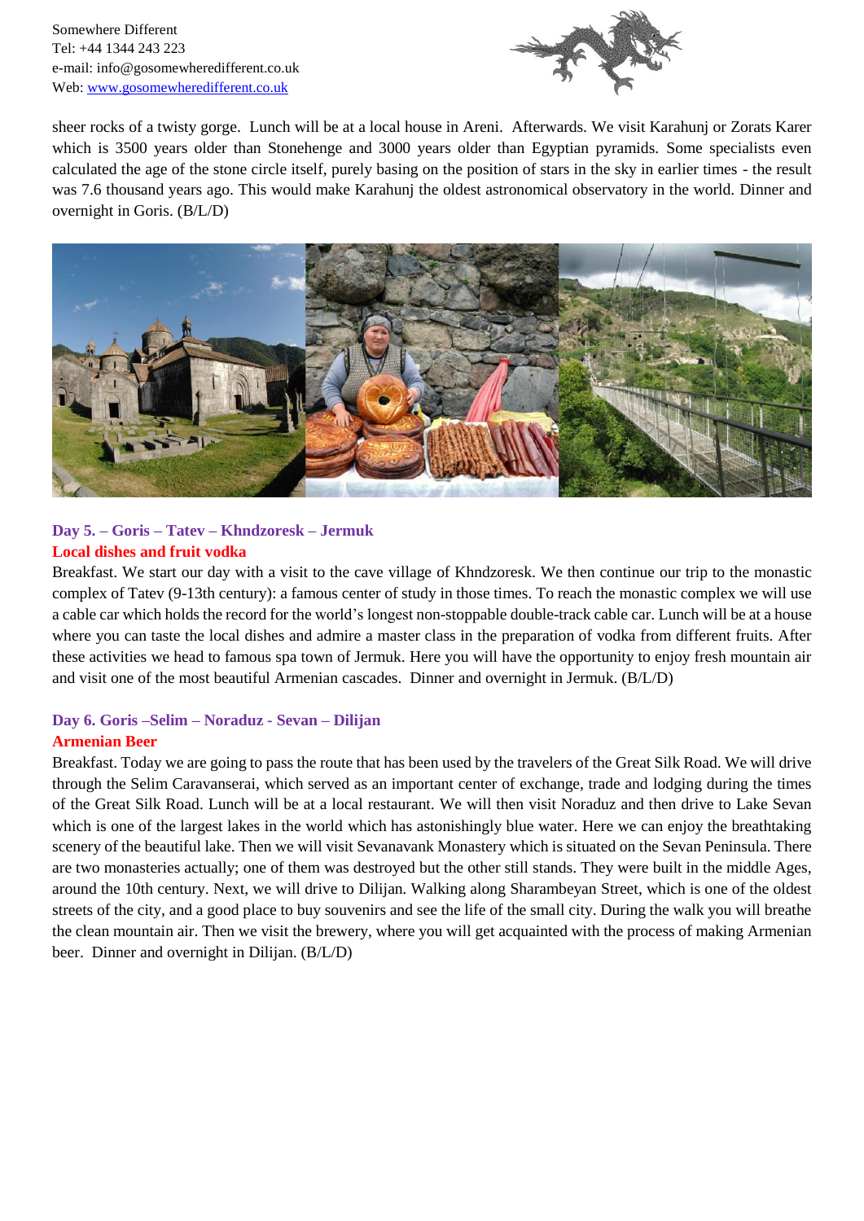sheer rocks of a twisty gorge. Lunch will be at a local house in Areni. Afterwards. We visit Karahunj or Zorats Karer which is 3500 years older than Stonehenge and 3000 years older than Egyptian pyramids. Some specialists even calculated the age of the stone circle itself, purely basing on the position of stars in the sky in earlier times - the result was 7.6 thousand years ago. This would make Karahunj the oldest astronomical observatory in the world. Dinner and overnight in Goris. (B/L/D)

### Day 5. – Goris – Tatev – Khndzoresk – Jermuk

**Local dishes and fruit vodka**

Breakfast. We start our day with a visit to the cave village of Khndzoresk. We then continue our trip to the monastic complex of Tatev (9-13th century): a famous center of study in those times. To reach the monastic complex we will use a cable car which holds the record for the world's longest non-stoppable double-track cable car. Lunch will be at a house where you can taste the local dishes and admire a master class in the preparation of vodka from different fruits. After these activities we head to famous spa town of Jermuk. Here you will have the opportunity to enjoy fresh mountain air and visit one of the most beautiful Armenian cascades. Dinner and overnight in Jermuk. (B/L/D)

### Day 6. Goris –Selim – Noraduz - Sevan – Dilijan

**Armenian Beer**

Breakfast. Today we are going to pass the route that has been used by the travelers of the Great Silk Road. We will drive through the Selim Caravanserai, which served as an important center of exchange, trade and lodging during the times of the Great Silk Road. Lunch will be at a local restaurant. We will then visit Noraduz and then drive to Lake Sevan which is one of the largest lakes in the world which has astonishingly blue water. Here we can enjoy the breathtaking scenery of the beautiful lake. Then we will visit Sevanavank Monastery which is situated on the Sevan Peninsula. There are two monasteries actually; one of them was destroyed but the other still stands. They were built in the middle Ages, around the 10th century. Next, we will drive to Dilijan. Walking along Sharambeyan Street, which is one of the oldest streets of the city, and a good place to buy souvenirs and see the life of the small city. During the walk you will breathe the clean mountain air. Then we visit the brewery, where you will get acquainted with the process of making Armenian beer. Dinner and overnight in Dilijan. (B/L/D)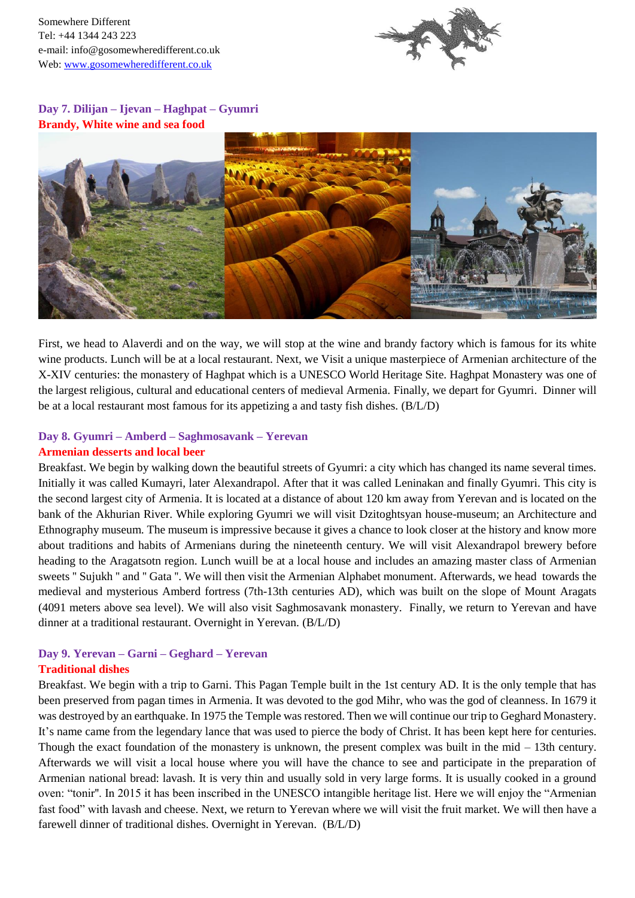Somewhere Different
Tel: +44 1344 243 223
e-mail: info@gosomewheredifferent.co.uk
Web: [www.gosomewheredifferent.co.uk](http://www.gosomewheredifferent.co.uk)

## Day 7. Dilijan – Ijevan – Haghpat – Gyumri

### Brandy, White wine and sea food

First, we head to Alaverdi and on the way, we will stop at the wine and brandy factory which is famous for its white wine products. Lunch will be at a local restaurant. Next, we Visit a unique masterpiece of Armenian architecture of the X-XIV centuries: the monastery of Haghpat which is a UNESCO World Heritage Site. Haghpat Monastery was one of the largest religious, cultural and educational centers of medieval Armenia. Finally, we depart for Gyumri. Dinner will be at a local restaurant most famous for its appetizing a and tasty fish dishes. (B/L/D)

## Day 8. Gyumri – Amberd – Saghmosavank – Yerevan

### Armenian desserts and local beer

Breakfast. We begin by walking down the beautiful streets of Gyumri: a city which has changed its name several times. Initially it was called Kumayri, later Alexandrapol. After that it was called Leninakan and finally Gyumri. This city is the second largest city of Armenia. It is located at a distance of about 120 km away from Yerevan and is located on the bank of the Akhurian River. While exploring Gyumri we will visit Dzitoghtsyan house-museum; an Architecture and Ethnography museum. The museum is impressive because it gives a chance to look closer at the history and know more about traditions and habits of Armenians during the nineteenth century. We will visit Alexandrapol brewery before heading to the Aragatsotn region. Lunch wuill be at a local house and includes an amazing master class of Armenian sweets " Sujukh " and " Gata ". We will then visit the Armenian Alphabet monument. Afterwards, we head towards the medieval and mysterious Amberd fortress (7th-13th centuries AD), which was built on the slope of Mount Aragats (4091 meters above sea level). We will also visit Saghmosavank monastery. Finally, we return to Yerevan and have dinner at a traditional restaurant. Overnight in Yerevan. (B/L/D)

## Day 9. Yerevan – Garni – Geghard – Yerevan

### Traditional dishes

Breakfast. We begin with a trip to Garni. This Pagan Temple built in the 1st century AD. It is the only temple that has been preserved from pagan times in Armenia. It was devoted to the god Mihr, who was the god of cleanness. In 1679 it was destroyed by an earthquake. In 1975 the Temple was restored. Then we will continue our trip to Geghard Monastery. It's name came from the legendary lance that was used to pierce the body of Christ. It has been kept here for centuries. Though the exact foundation of the monastery is unknown, the present complex was built in the mid – 13th century. Afterwards we will visit a local house where you will have the chance to see and participate in the preparation of Armenian national bread: lavash. It is very thin and usually sold in very large forms. It is usually cooked in a ground oven: "tonir". In 2015 it has been inscribed in the UNESCO intangible heritage list. Here we will enjoy the "Armenian fast food" with lavash and cheese. Next, we return to Yerevan where we will visit the fruit market. We will then have a farewell dinner of traditional dishes. Overnight in Yerevan. (B/L/D)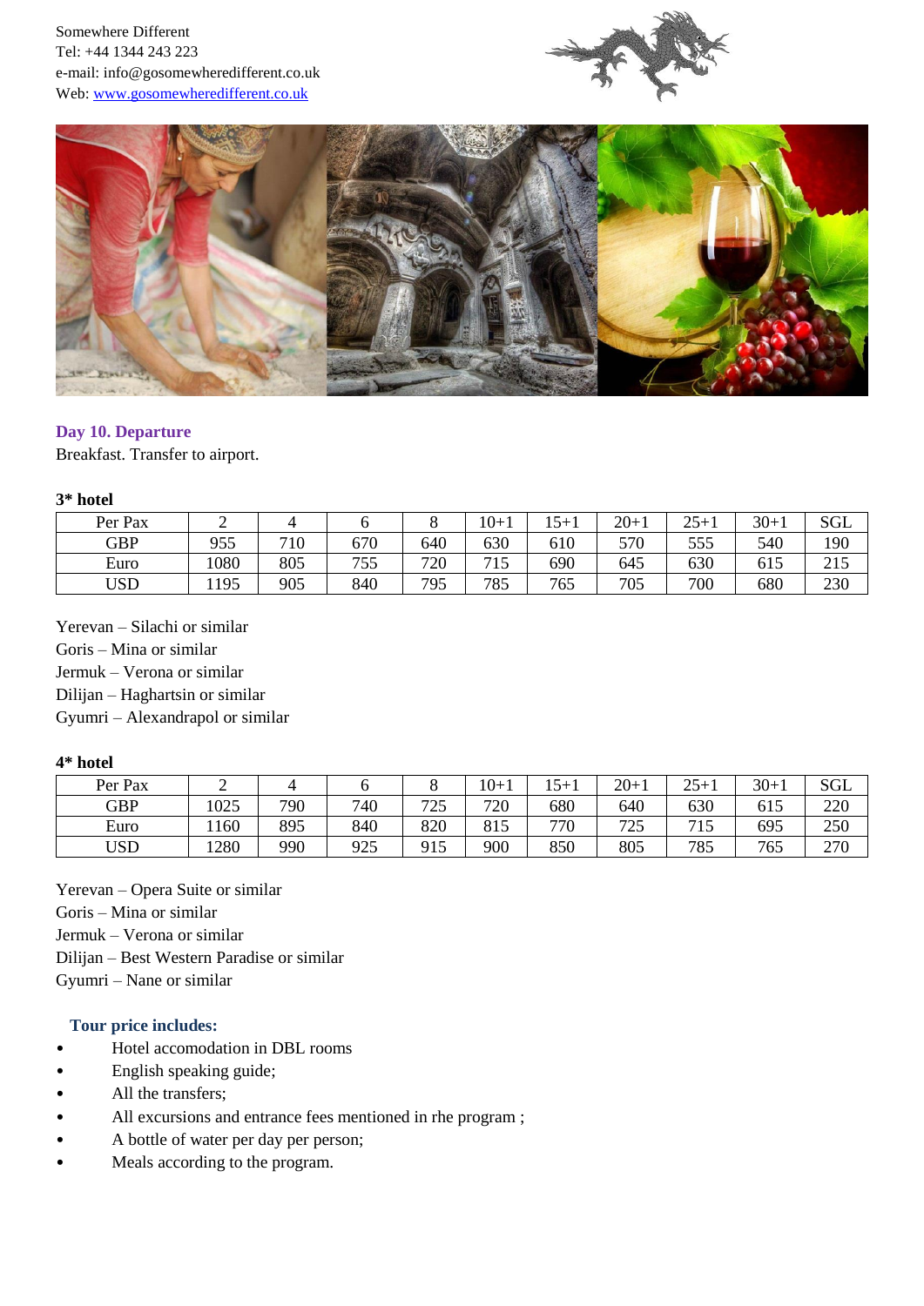Somewhere Different
Tel: +44 1344 243 223
e-mail: info@gosomewheredifferent.co.uk
Web: [www.gosomewheredifferent.co.uk](http://www.gosomewheredifferent.co.uk)

### Day 10. Departure

Breakfast. Transfer to airport.

**3* hotel**

| Per Pax | 2 | 4 | 6 | 8 | 10+1 | 15+1 | 20+1 | 25+1 | 30+1 | SGL |
|---|---|---|---|---|---|---|---|---|---|---|
| GBP | 955 | 710 | 670 | 640 | 630 | 610 | 570 | 555 | 540 | 190 |
| Euro | 1080 | 805 | 755 | 720 | 715 | 690 | 645 | 630 | 615 | 215 |
| USD | 1195 | 905 | 840 | 795 | 785 | 765 | 705 | 700 | 680 | 230 |

Yerevan – Silachi or similar
Goris – Mina or similar
Jermuk – Verona or similar
Dilijan – Haghartsin or similar
Gyumri – Alexandrapol or similar

**4* hotel**

| Per Pax | 2 | 4 | 6 | 8 | 10+1 | 15+1 | 20+1 | 25+1 | 30+1 | SGL |
|---|---|---|---|---|---|---|---|---|---|---|
| GBP | 1025 | 790 | 740 | 725 | 720 | 680 | 640 | 630 | 615 | 220 |
| Euro | 1160 | 895 | 840 | 820 | 815 | 770 | 725 | 715 | 695 | 250 |
| USD | 1280 | 990 | 925 | 915 | 900 | 850 | 805 | 785 | 765 | 270 |

Yerevan – Opera Suite or similar
Goris – Mina or similar
Jermuk – Verona or similar
Dilijan – Best Western Paradise or similar
Gyumri – Nane or similar

**Tour price includes:**

- Hotel accomodation in DBL rooms
- English speaking guide;
- All the transfers;
- All excursions and entrance fees mentioned in rhe program ;
- A bottle of water per day per person;
- Meals according to the program.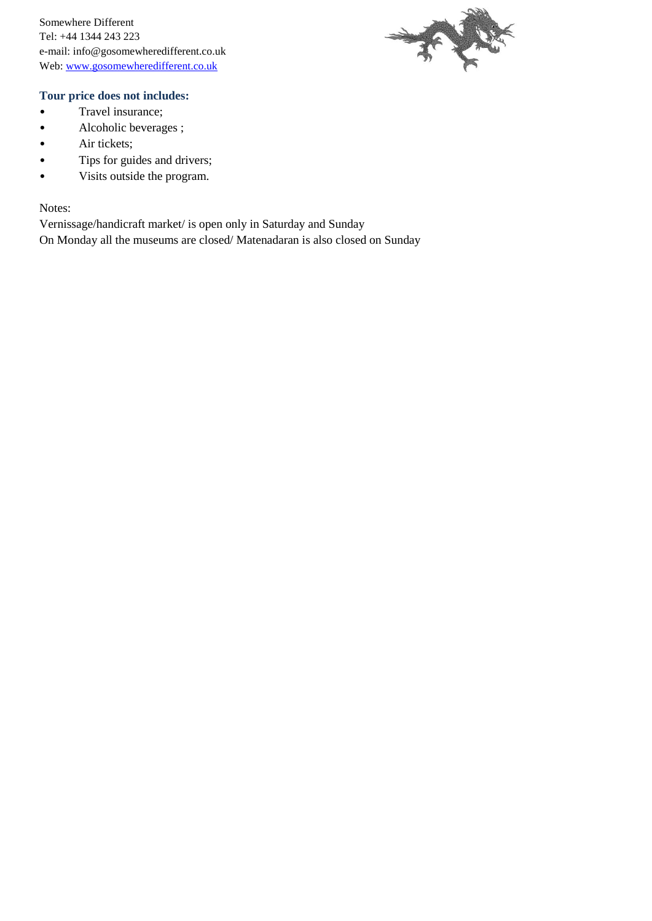Somewhere Different
Tel: +44 1344 243 223
e-mail: info@gosomewheredifferent.co.uk
Web: www.gosomewheredifferent.co.uk

### Tour price does not includes:

- Travel insurance;
- Alcoholic beverages ;
- Air tickets;
- Tips for guides and drivers;
- Visits outside the program.

Notes:

Vernissage/handicraft market/ is open only in Saturday and Sunday
On Monday all the museums are closed/ Matenadaran is also closed on Sunday